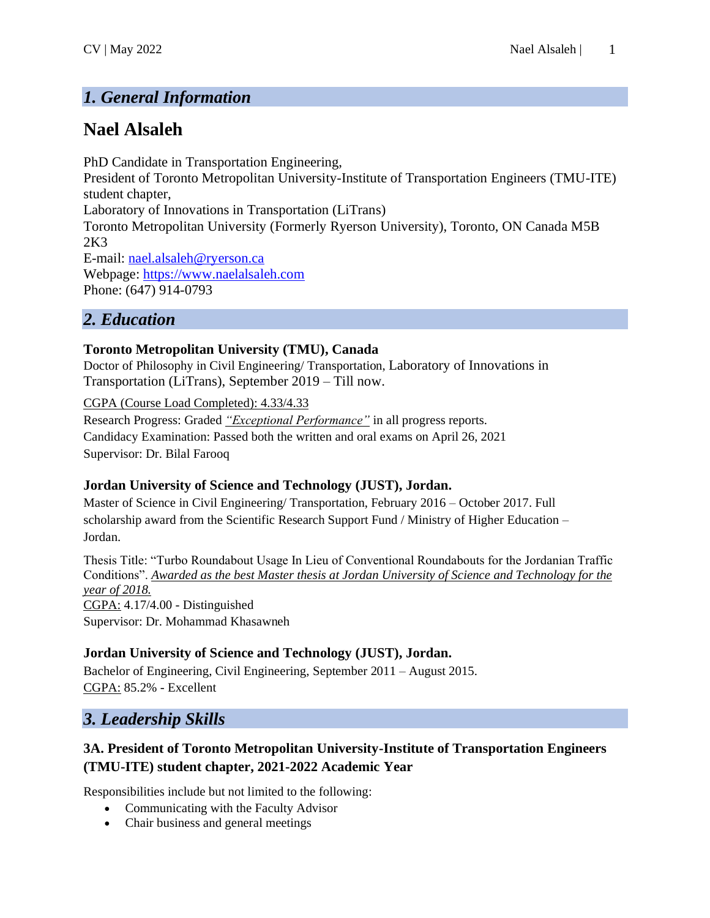## 1. General Information

# Nael Alsaleh

PhD Candidate in Transportation Engineering,
President of Toronto Metropolitan University-Institute of Transportation Engineers (TMU-ITE) student chapter,
Laboratory of Innovations in Transportation (LiTrans)
Toronto Metropolitan University (Formerly Ryerson University), Toronto, ON Canada M5B 2K3
E-mail: nael.alsaleh@ryerson.ca
Webpage: https://www.naelalsaleh.com
Phone: (647) 914-0793

## 2. Education

**Toronto Metropolitan University (TMU), Canada**
Doctor of Philosophy in Civil Engineering/ Transportation, Laboratory of Innovations in Transportation (LiTrans), September 2019 – Till now.

CGPA (Course Load Completed): 4.33/4.33
Research Progress: Graded *"Exceptional Performance"* in all progress reports.
Candidacy Examination: Passed both the written and oral exams on April 26, 2021
Supervisor: Dr. Bilal Farooq

**Jordan University of Science and Technology (JUST), Jordan.**
Master of Science in Civil Engineering/ Transportation, February 2016 – October 2017. Full scholarship award from the Scientific Research Support Fund / Ministry of Higher Education – Jordan.

Thesis Title: "Turbo Roundabout Usage In Lieu of Conventional Roundabouts for the Jordanian Traffic Conditions". *Awarded as the best Master thesis at Jordan University of Science and Technology for the year of 2018.*
CGPA: 4.17/4.00 - Distinguished
Supervisor: Dr. Mohammad Khasawneh

**Jordan University of Science and Technology (JUST), Jordan.**
Bachelor of Engineering, Civil Engineering, September 2011 – August 2015.
CGPA: 85.2% - Excellent

## 3. Leadership Skills

### 3A. President of Toronto Metropolitan University-Institute of Transportation Engineers (TMU-ITE) student chapter, 2021-2022 Academic Year

Responsibilities include but not limited to the following:

- Communicating with the Faculty Advisor
- Chair business and general meetings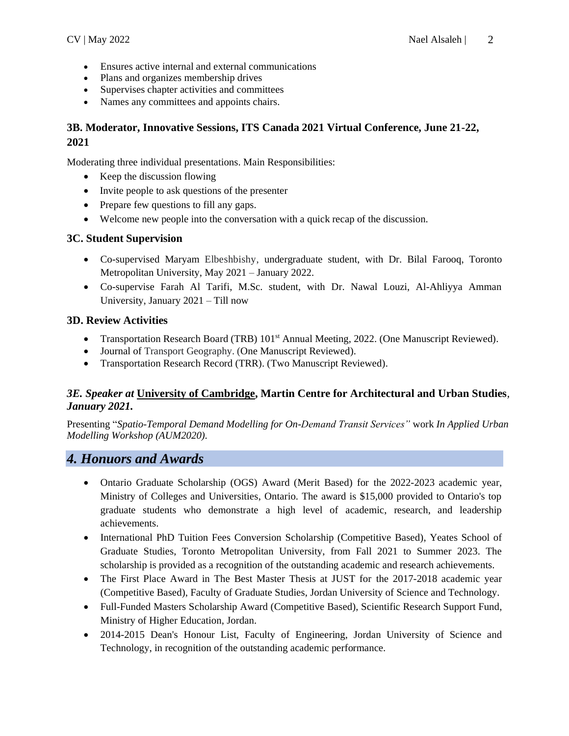- Ensures active internal and external communications
- Plans and organizes membership drives
- Supervises chapter activities and committees
- Names any committees and appoints chairs.

### 3B. Moderator, Innovative Sessions, ITS Canada 2021 Virtual Conference, June 21-22, 2021

Moderating three individual presentations. Main Responsibilities:

- Keep the discussion flowing
- Invite people to ask questions of the presenter
- Prepare few questions to fill any gaps.
- Welcome new people into the conversation with a quick recap of the discussion.

### 3C. Student Supervision

- Co-supervised Maryam Elbeshbishy, undergraduate student, with Dr. Bilal Farooq, Toronto Metropolitan University, May 2021 – January 2022.
- Co-supervise Farah Al Tarifi, M.Sc. student, with Dr. Nawal Louzi, Al-Ahliyya Amman University, January 2021 – Till now

### 3D. Review Activities

- Transportation Research Board (TRB) 101st Annual Meeting, 2022. (One Manuscript Reviewed).
- Journal of Transport Geography. (One Manuscript Reviewed).
- Transportation Research Record (TRR). (Two Manuscript Reviewed).

### *3E. Speaker at* **University of Cambridge**, **Martin Centre for Architectural and Urban Studies**, *January 2021.*

Presenting "*Spatio-Temporal Demand Modelling for On-Demand Transit Services"* work *In Applied Urban Modelling Workshop (AUM2020).*

## *4. Honours and Awards*

- Ontario Graduate Scholarship (OGS) Award (Merit Based) for the 2022-2023 academic year, Ministry of Colleges and Universities, Ontario. The award is $15,000 provided to Ontario's top graduate students who demonstrate a high level of academic, research, and leadership achievements.
- International PhD Tuition Fees Conversion Scholarship (Competitive Based), Yeates School of Graduate Studies, Toronto Metropolitan University, from Fall 2021 to Summer 2023. The scholarship is provided as a recognition of the outstanding academic and research achievements.
- The First Place Award in The Best Master Thesis at JUST for the 2017-2018 academic year (Competitive Based), Faculty of Graduate Studies, Jordan University of Science and Technology.
- Full-Funded Masters Scholarship Award (Competitive Based), Scientific Research Support Fund, Ministry of Higher Education, Jordan.
- 2014-2015 Dean's Honour List, Faculty of Engineering, Jordan University of Science and Technology, in recognition of the outstanding academic performance.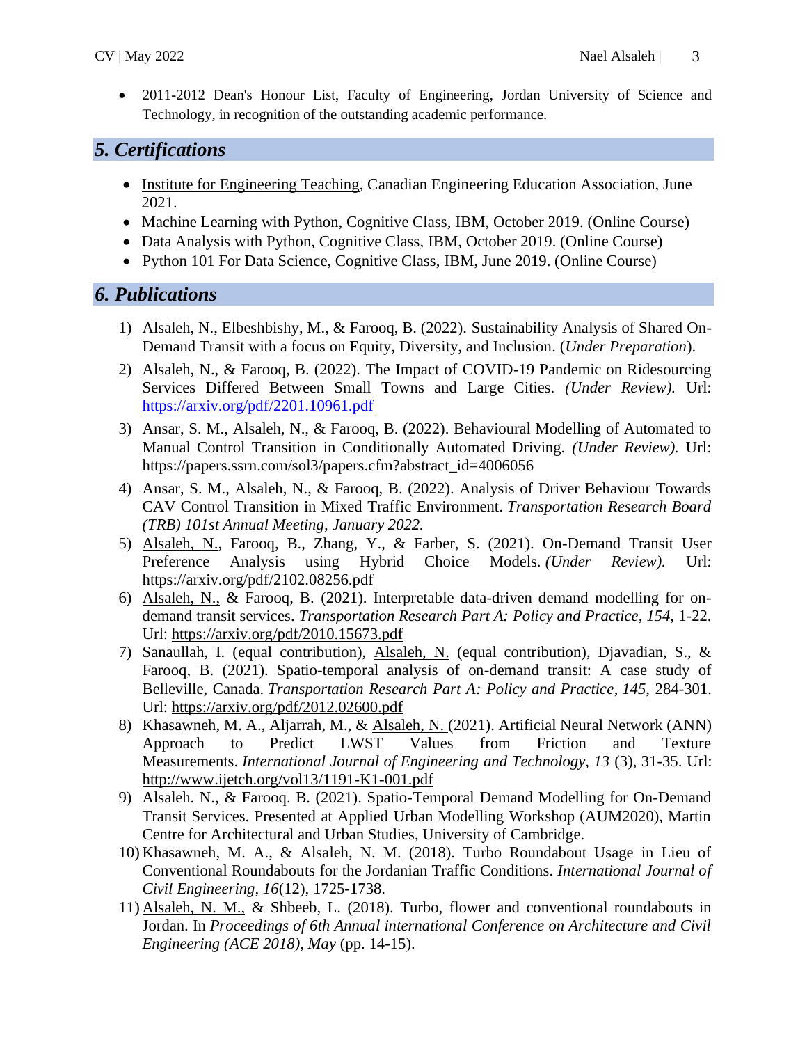- 2011-2012 Dean's Honour List, Faculty of Engineering, Jordan University of Science and Technology, in recognition of the outstanding academic performance.

## *5. Certifications*

- Institute for Engineering Teaching, Canadian Engineering Education Association, June 2021.
- Machine Learning with Python, Cognitive Class, IBM, October 2019. (Online Course)
- Data Analysis with Python, Cognitive Class, IBM, October 2019. (Online Course)
- Python 101 For Data Science, Cognitive Class, IBM, June 2019. (Online Course)

## *6. Publications*

1) Alsaleh, N., Elbeshbishy, M., & Farooq, B. (2022). Sustainability Analysis of Shared On-Demand Transit with a focus on Equity, Diversity, and Inclusion. (*Under Preparation*).
2) Alsaleh, N., & Farooq, B. (2022). The Impact of COVID-19 Pandemic on Ridesourcing Services Differed Between Small Towns and Large Cities. *(Under Review).* Url: https://arxiv.org/pdf/2201.10961.pdf
3) Ansar, S. M., Alsaleh, N., & Farooq, B. (2022). Behavioural Modelling of Automated to Manual Control Transition in Conditionally Automated Driving. *(Under Review).* Url: https://papers.ssrn.com/sol3/papers.cfm?abstract_id=4006056
4) Ansar, S. M., Alsaleh, N., & Farooq, B. (2022). Analysis of Driver Behaviour Towards CAV Control Transition in Mixed Traffic Environment. *Transportation Research Board (TRB) 101st Annual Meeting, January 2022.*
5) Alsaleh, N., Farooq, B., Zhang, Y., & Farber, S. (2021). On-Demand Transit User Preference Analysis using Hybrid Choice Models. *(Under Review).* Url: https://arxiv.org/pdf/2102.08256.pdf
6) Alsaleh, N., & Farooq, B. (2021). Interpretable data-driven demand modelling for on-demand transit services. *Transportation Research Part A: Policy and Practice, 154*, 1-22. Url: https://arxiv.org/pdf/2010.15673.pdf
7) Sanaullah, I. (equal contribution), Alsaleh, N. (equal contribution), Djavadian, S., & Farooq, B. (2021). Spatio-temporal analysis of on-demand transit: A case study of Belleville, Canada. *Transportation Research Part A: Policy and Practice*, *145*, 284-301. Url: https://arxiv.org/pdf/2012.02600.pdf
8) Khasawneh, M. A., Aljarrah, M., & Alsaleh, N. (2021). Artificial Neural Network (ANN) Approach to Predict LWST Values from Friction and Texture Measurements. *International Journal of Engineering and Technology, 13* (3), 31-35. Url: http://www.ijetch.org/vol13/1191-K1-001.pdf
9) Alsaleh. N., & Farooq. B. (2021). Spatio-Temporal Demand Modelling for On-Demand Transit Services. Presented at Applied Urban Modelling Workshop (AUM2020), Martin Centre for Architectural and Urban Studies, University of Cambridge.
10) Khasawneh, M. A., & Alsaleh, N. M. (2018). Turbo Roundabout Usage in Lieu of Conventional Roundabouts for the Jordanian Traffic Conditions. *International Journal of Civil Engineering*, *16*(12), 1725-1738.
11) Alsaleh, N. M., & Shbeeb, L. (2018). Turbo, flower and conventional roundabouts in Jordan. In *Proceedings of 6th Annual international Conference on Architecture and Civil Engineering (ACE 2018), May* (pp. 14-15).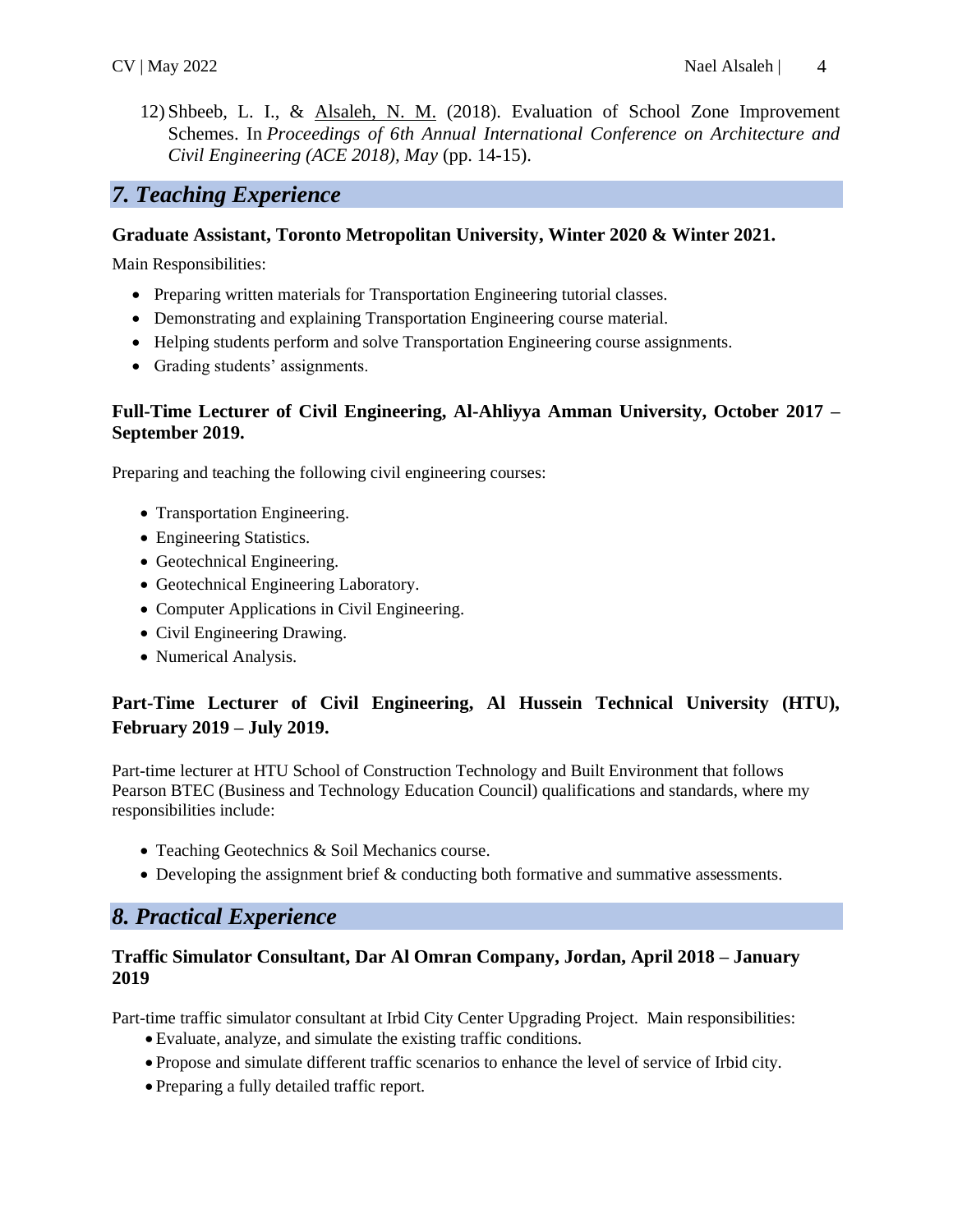12) Shbeeb, L. I., & Alsaleh, N. M. (2018). Evaluation of School Zone Improvement Schemes. In *Proceedings of 6th Annual International Conference on Architecture and Civil Engineering (ACE 2018), May* (pp. 14-15).

## *7. Teaching Experience*

### Graduate Assistant, Toronto Metropolitan University, Winter 2020 & Winter 2021.

Main Responsibilities:

- Preparing written materials for Transportation Engineering tutorial classes.
- Demonstrating and explaining Transportation Engineering course material.
- Helping students perform and solve Transportation Engineering course assignments.
- Grading students' assignments.

### Full-Time Lecturer of Civil Engineering, Al-Ahliyya Amman University, October 2017 – September 2019.

Preparing and teaching the following civil engineering courses:

- Transportation Engineering.
- Engineering Statistics.
- Geotechnical Engineering.
- Geotechnical Engineering Laboratory.
- Computer Applications in Civil Engineering.
- Civil Engineering Drawing.
- Numerical Analysis.

### Part-Time Lecturer of Civil Engineering, Al Hussein Technical University (HTU), February 2019 – July 2019.

Part-time lecturer at HTU School of Construction Technology and Built Environment that follows Pearson BTEC (Business and Technology Education Council) qualifications and standards, where my responsibilities include:

- Teaching Geotechnics & Soil Mechanics course.
- Developing the assignment brief & conducting both formative and summative assessments.

## *8. Practical Experience*

### Traffic Simulator Consultant, Dar Al Omran Company, Jordan, April 2018 – January 2019

Part-time traffic simulator consultant at Irbid City Center Upgrading Project. Main responsibilities:

- Evaluate, analyze, and simulate the existing traffic conditions.
- Propose and simulate different traffic scenarios to enhance the level of service of Irbid city.
- Preparing a fully detailed traffic report.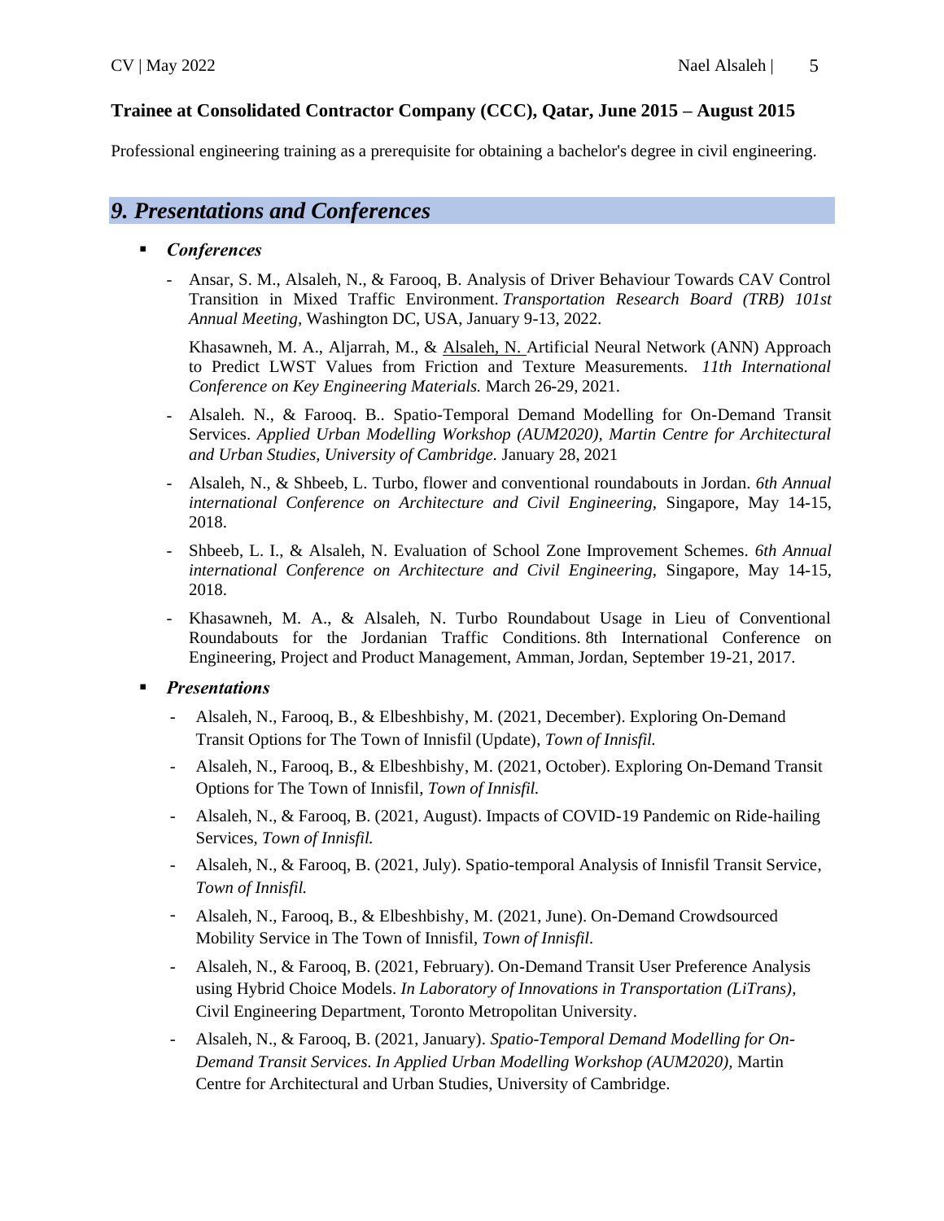**Trainee at Consolidated Contractor Company (CCC), Qatar, June 2015 – August 2015**

Professional engineering training as a prerequisite for obtaining a bachelor's degree in civil engineering.

## *9. Presentations and Conferences*

- ***Conferences***
  - Ansar, S. M., Alsaleh, N., & Farooq, B. Analysis of Driver Behaviour Towards CAV Control Transition in Mixed Traffic Environment. *Transportation Research Board (TRB) 101st Annual Meeting,* Washington DC, USA, January 9-13, 2022.

    Khasawneh, M. A., Aljarrah, M., & Alsaleh, N. Artificial Neural Network (ANN) Approach to Predict LWST Values from Friction and Texture Measurements. *11th International Conference on Key Engineering Materials.* March 26-29, 2021.
  - Alsaleh. N., & Farooq. B.. Spatio-Temporal Demand Modelling for On-Demand Transit Services. *Applied Urban Modelling Workshop (AUM2020), Martin Centre for Architectural and Urban Studies, University of Cambridge.* January 28, 2021
  - Alsaleh, N., & Shbeeb, L. Turbo, flower and conventional roundabouts in Jordan. *6th Annual international Conference on Architecture and Civil Engineering,* Singapore, May 14-15, 2018.
  - Shbeeb, L. I., & Alsaleh, N. Evaluation of School Zone Improvement Schemes. *6th Annual international Conference on Architecture and Civil Engineering,* Singapore, May 14-15, 2018.
  - Khasawneh, M. A., & Alsaleh, N. Turbo Roundabout Usage in Lieu of Conventional Roundabouts for the Jordanian Traffic Conditions. 8th International Conference on Engineering, Project and Product Management, Amman, Jordan, September 19-21, 2017.
- ***Presentations***
  - Alsaleh, N., Farooq, B., & Elbeshbishy, M. (2021, December). Exploring On-Demand Transit Options for The Town of Innisfil (Update), *Town of Innisfil.*
  - Alsaleh, N., Farooq, B., & Elbeshbishy, M. (2021, October). Exploring On-Demand Transit Options for The Town of Innisfil, *Town of Innisfil.*
  - Alsaleh, N., & Farooq, B. (2021, August). Impacts of COVID-19 Pandemic on Ride-hailing Services, *Town of Innisfil.*
  - Alsaleh, N., & Farooq, B. (2021, July). Spatio-temporal Analysis of Innisfil Transit Service, *Town of Innisfil.*
  - Alsaleh, N., Farooq, B., & Elbeshbishy, M. (2021, June). On-Demand Crowdsourced Mobility Service in The Town of Innisfil, *Town of Innisfil*.
  - Alsaleh, N., & Farooq, B. (2021, February). On-Demand Transit User Preference Analysis using Hybrid Choice Models. *In Laboratory of Innovations in Transportation (LiTrans),* Civil Engineering Department, Toronto Metropolitan University.
  - Alsaleh, N., & Farooq, B. (2021, January). *Spatio-Temporal Demand Modelling for On-Demand Transit Services. In Applied Urban Modelling Workshop (AUM2020),* Martin Centre for Architectural and Urban Studies, University of Cambridge.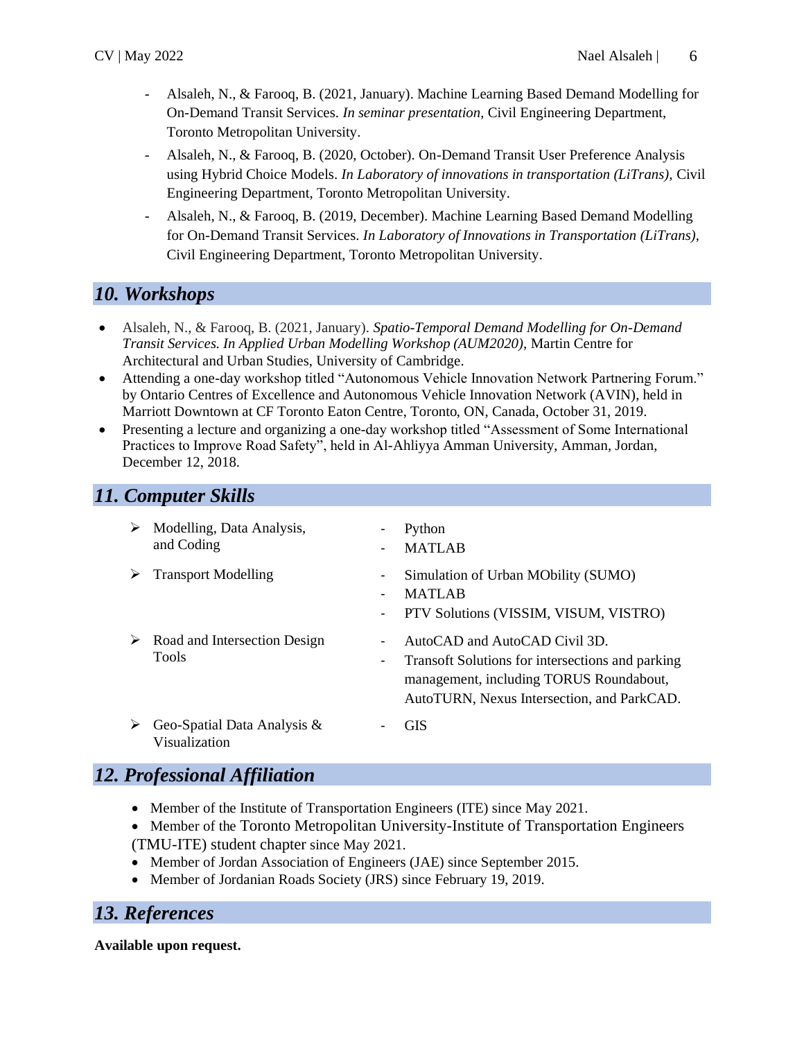- Alsaleh, N., & Farooq, B. (2021, January). Machine Learning Based Demand Modelling for On-Demand Transit Services. *In seminar presentation,* Civil Engineering Department, Toronto Metropolitan University.
- Alsaleh, N., & Farooq, B. (2020, October). On-Demand Transit User Preference Analysis using Hybrid Choice Models. *In Laboratory of innovations in transportation (LiTrans),* Civil Engineering Department, Toronto Metropolitan University.
- Alsaleh, N., & Farooq, B. (2019, December). Machine Learning Based Demand Modelling for On-Demand Transit Services. *In Laboratory of Innovations in Transportation (LiTrans),* Civil Engineering Department, Toronto Metropolitan University.

## *10. Workshops*

- Alsaleh, N., & Farooq, B. (2021, January). ***Spatio-Temporal Demand Modelling for On-Demand Transit Services.*** *In Applied Urban Modelling Workshop (AUM2020),* Martin Centre for Architectural and Urban Studies, University of Cambridge.
- Attending a one-day workshop titled "Autonomous Vehicle Innovation Network Partnering Forum." by Ontario Centres of Excellence and Autonomous Vehicle Innovation Network (AVIN), held in Marriott Downtown at CF Toronto Eaton Centre, Toronto, ON, Canada, October 31, 2019.
- Presenting a lecture and organizing a one-day workshop titled "Assessment of Some International Practices to Improve Road Safety", held in Al-Ahliyya Amman University, Amman, Jordan, December 12, 2018.

## *11. Computer Skills*

- Modelling, Data Analysis, and Coding
  - Python
  - MATLAB
- Transport Modelling
  - Simulation of Urban MObility (SUMO)
  - MATLAB
  - PTV Solutions (VISSIM, VISUM, VISTRO)
- Road and Intersection Design Tools
  - AutoCAD and AutoCAD Civil 3D.
  - Transoft Solutions for intersections and parking management, including TORUS Roundabout, AutoTURN, Nexus Intersection, and ParkCAD.
- Geo-Spatial Data Analysis & Visualization
  - GIS

## *12. Professional Affiliation*

- Member of the Institute of Transportation Engineers (ITE) since May 2021.
- Member of the Toronto Metropolitan University-Institute of Transportation Engineers (TMU-ITE) student chapter since May 2021.
- Member of Jordan Association of Engineers (JAE) since September 2015.
- Member of Jordanian Roads Society (JRS) since February 19, 2019.

## *13. References*

**Available upon request.**